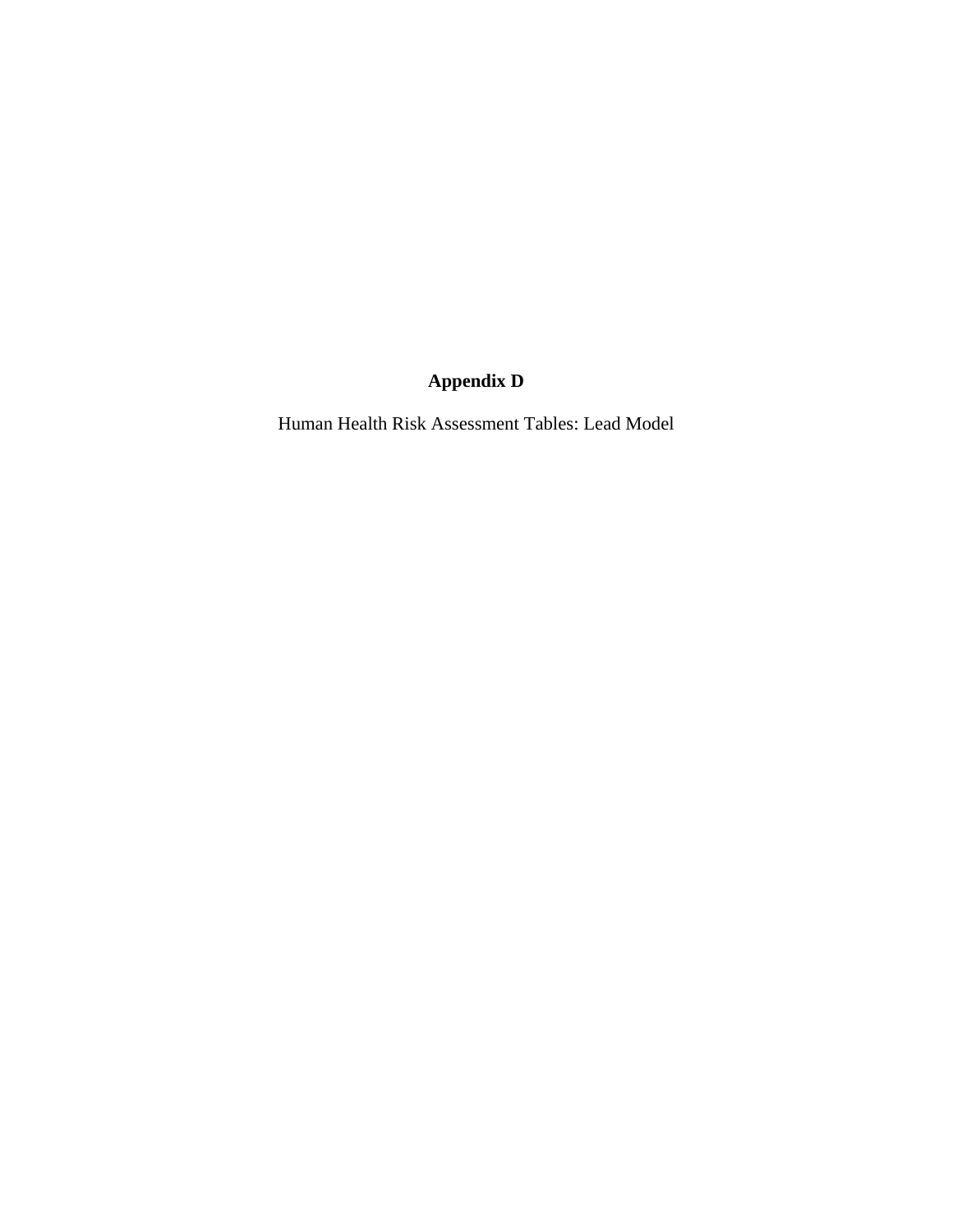# Appendix D

Human Health Risk Assessment Tables: Lead Model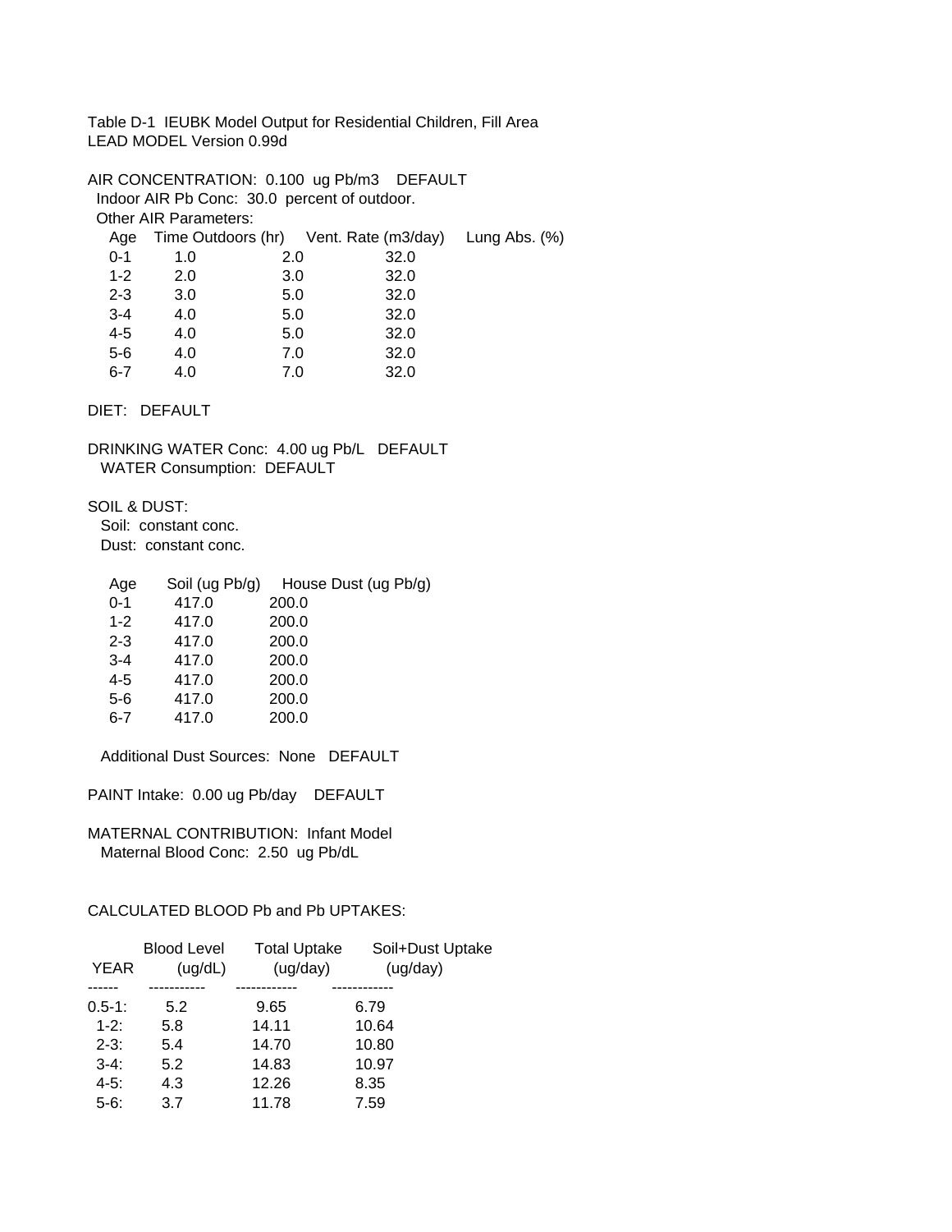Table D-1 IEUBK Model Output for Residential Children, Fill Area
LEAD MODEL Version 0.99d

AIR CONCENTRATION: 0.100 ug Pb/m3 DEFAULT
Indoor AIR Pb Conc: 30.0 percent of outdoor.
Other AIR Parameters:

| Age | Time Outdoors (hr) | Vent. Rate (m3/day) | Lung Abs. (%) |
|---|---|---|---|
| 0-1 | 1.0 | 2.0 | 32.0 |
| 1-2 | 2.0 | 3.0 | 32.0 |
| 2-3 | 3.0 | 5.0 | 32.0 |
| 3-4 | 4.0 | 5.0 | 32.0 |
| 4-5 | 4.0 | 5.0 | 32.0 |
| 5-6 | 4.0 | 7.0 | 32.0 |
| 6-7 | 4.0 | 7.0 | 32.0 |

DIET: DEFAULT

DRINKING WATER Conc: 4.00 ug Pb/L DEFAULT
WATER Consumption: DEFAULT

SOIL & DUST:
Soil: constant conc.
Dust: constant conc.

| Age | Soil (ug Pb/g) | House Dust (ug Pb/g) |
|---|---|---|
| 0-1 | 417.0 | 200.0 |
| 1-2 | 417.0 | 200.0 |
| 2-3 | 417.0 | 200.0 |
| 3-4 | 417.0 | 200.0 |
| 4-5 | 417.0 | 200.0 |
| 5-6 | 417.0 | 200.0 |
| 6-7 | 417.0 | 200.0 |

Additional Dust Sources: None DEFAULT

PAINT Intake: 0.00 ug Pb/day DEFAULT

MATERNAL CONTRIBUTION: Infant Model
Maternal Blood Conc: 2.50 ug Pb/dL

CALCULATED BLOOD Pb and Pb UPTAKES:

| YEAR | Blood Level (ug/dL) | Total Uptake (ug/day) | Soil+Dust Uptake (ug/day) |
|---|---|---|---|
| 0.5-1: | 5.2 | 9.65 | 6.79 |
| 1-2: | 5.8 | 14.11 | 10.64 |
| 2-3: | 5.4 | 14.70 | 10.80 |
| 3-4: | 5.2 | 14.83 | 10.97 |
| 4-5: | 4.3 | 12.26 | 8.35 |
| 5-6: | 3.7 | 11.78 | 7.59 |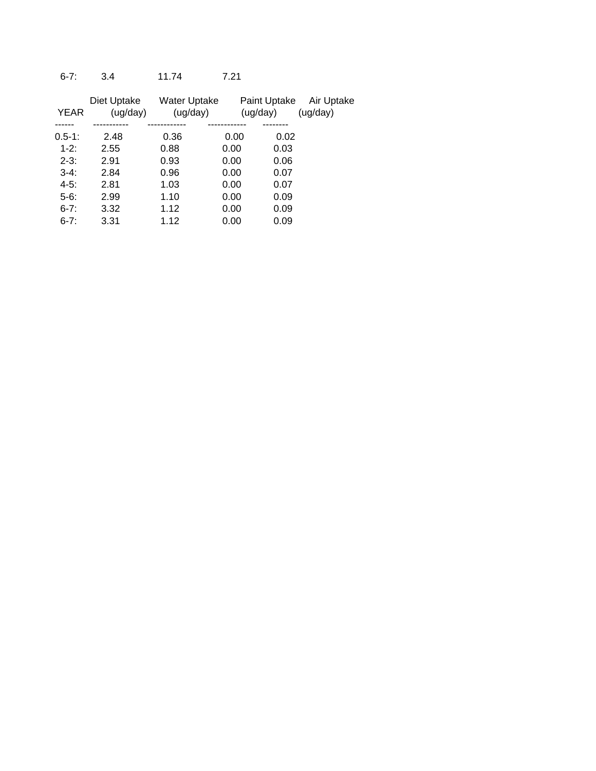| 6-7: | 3.4 | 11.74 | 7.21 |
|---|---|---|---|

| YEAR | Diet Uptake (ug/day) | Water Uptake (ug/day) | Paint Uptake (ug/day) | Air Uptake (ug/day) |
|---|---|---|---|---|
| 0.5-1: | 2.48 | 0.36 | 0.00 | 0.02 |
| 1-2: | 2.55 | 0.88 | 0.00 | 0.03 |
| 2-3: | 2.91 | 0.93 | 0.00 | 0.06 |
| 3-4: | 2.84 | 0.96 | 0.00 | 0.07 |
| 4-5: | 2.81 | 1.03 | 0.00 | 0.07 |
| 5-6: | 2.99 | 1.10 | 0.00 | 0.09 |
| 6-7: | 3.32 | 1.12 | 0.00 | 0.09 |
| 6-7: | 3.31 | 1.12 | 0.00 | 0.09 |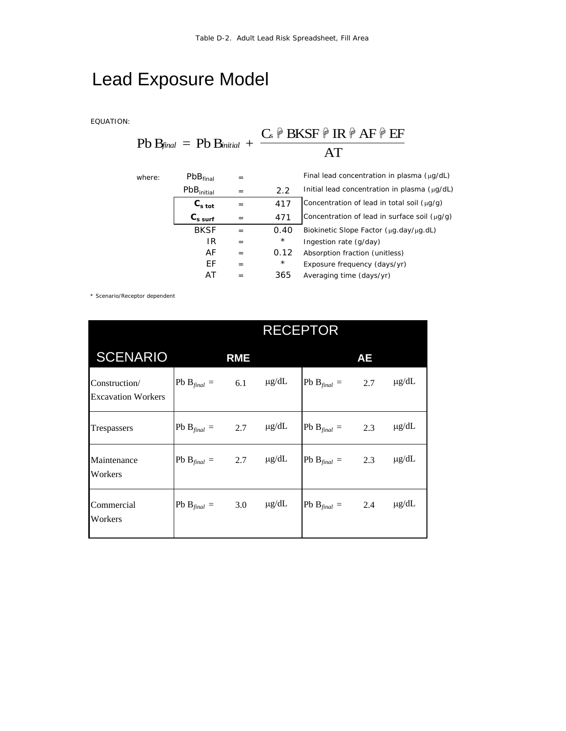Table D-2. Adult Lead Risk Spreadsheet, Fill Area

# Lead Exposure Model

EQUATION:

$$PbB_{final} = PbB_{initial} + \frac{C_s \cdot BKSF \cdot IR \cdot AF \cdot EF}{AT}$$

| where: | | | | |
|---|---|---|---|---|
| | $PbB_{final}$ | = | | Final lead concentration in plasma (μg/dL) |
| | $PbB_{initial}$ | = | 2.2 | Initial lead concentration in plasma (μg/dL) |
| | $C_{s\ tot}$ | = | 417 | Concentration of lead in total soil (μg/g) |
| | $C_{s\ surf}$ | = | 471 | Concentration of lead in surface soil (μg/g) |
| | BKSF | = | 0.40 | Biokinetic Slope Factor (μg.day/μg.dL) |
| | IR | = | * | Ingestion rate (g/day) |
| | AF | = | 0.12 | Absorption fraction (unitless) |
| | EF | = | * | Exposure frequency (days/yr) |
| | AT | = | 365 | Averaging time (days/yr) |

* Scenario/Receptor dependent

| SCENARIO | RECEPTOR: RME | | | RECEPTOR: AE | | |
|---|---|---|---|---|---|---|
| Construction/ Excavation Workers | $PbB_{final}$ = | 6.1 | μg/dL | $PbB_{final}$ = | 2.7 | μg/dL |
| Trespassers | $PbB_{final}$ = | 2.7 | μg/dL | $PbB_{final}$ = | 2.3 | μg/dL |
| Maintenance Workers | $PbB_{final}$ = | 2.7 | μg/dL | $PbB_{final}$ = | 2.3 | μg/dL |
| Commercial Workers | $PbB_{final}$ = | 3.0 | μg/dL | $PbB_{final}$ = | 2.4 | μg/dL |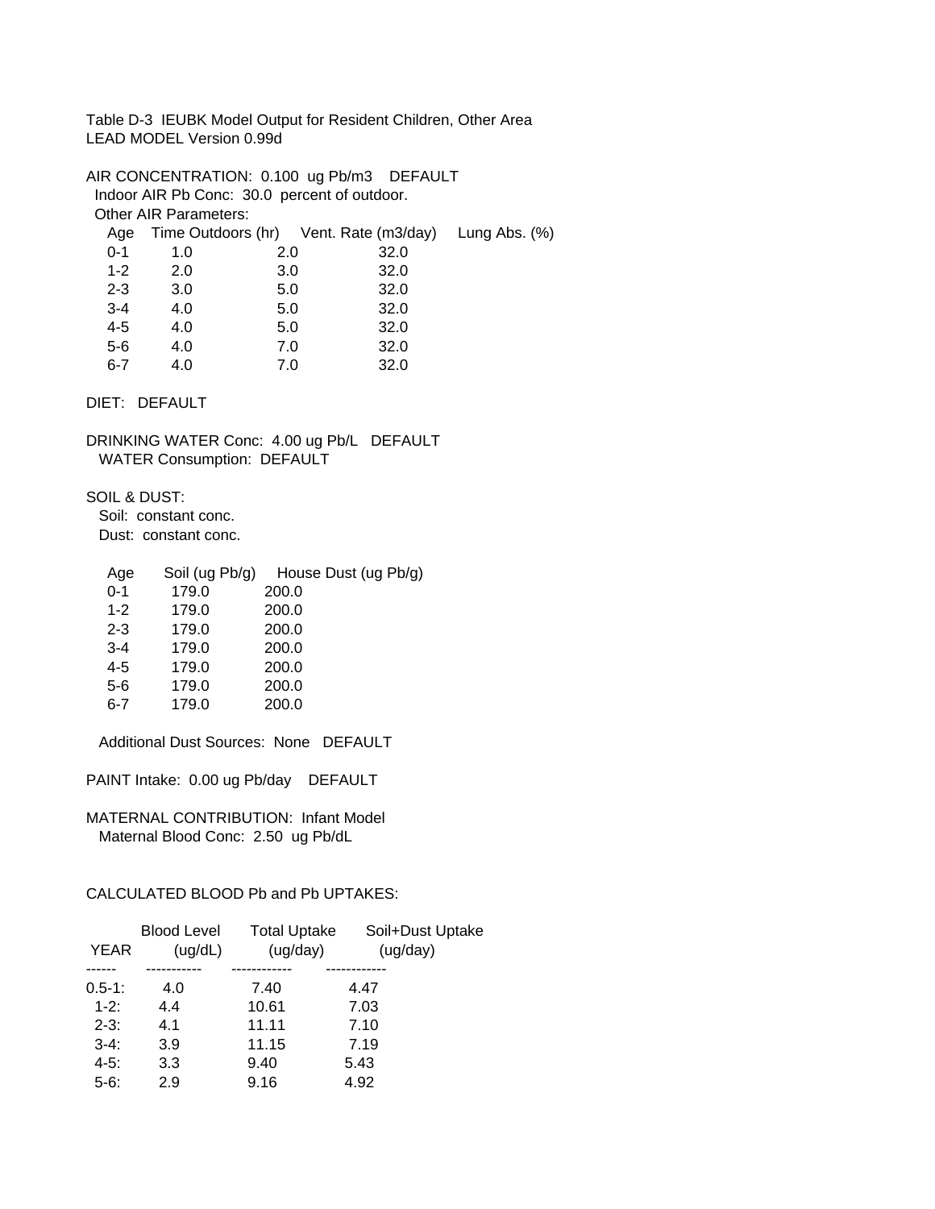Table D-3 IEUBK Model Output for Resident Children, Other Area
LEAD MODEL Version 0.99d

AIR CONCENTRATION: 0.100 ug Pb/m3 DEFAULT
Indoor AIR Pb Conc: 30.0 percent of outdoor.
Other AIR Parameters:

| Age | Time Outdoors (hr) | Vent. Rate (m3/day) | Lung Abs. (%) |
|---|---|---|---|
| 0-1 | 1.0 | 2.0 | 32.0 |
| 1-2 | 2.0 | 3.0 | 32.0 |
| 2-3 | 3.0 | 5.0 | 32.0 |
| 3-4 | 4.0 | 5.0 | 32.0 |
| 4-5 | 4.0 | 5.0 | 32.0 |
| 5-6 | 4.0 | 7.0 | 32.0 |
| 6-7 | 4.0 | 7.0 | 32.0 |

DIET: DEFAULT

DRINKING WATER Conc: 4.00 ug Pb/L DEFAULT
WATER Consumption: DEFAULT

SOIL & DUST:
Soil: constant conc.
Dust: constant conc.

| Age | Soil (ug Pb/g) | House Dust (ug Pb/g) |
|---|---|---|
| 0-1 | 179.0 | 200.0 |
| 1-2 | 179.0 | 200.0 |
| 2-3 | 179.0 | 200.0 |
| 3-4 | 179.0 | 200.0 |
| 4-5 | 179.0 | 200.0 |
| 5-6 | 179.0 | 200.0 |
| 6-7 | 179.0 | 200.0 |

Additional Dust Sources: None DEFAULT

PAINT Intake: 0.00 ug Pb/day DEFAULT

MATERNAL CONTRIBUTION: Infant Model
Maternal Blood Conc: 2.50 ug Pb/dL

CALCULATED BLOOD Pb and Pb UPTAKES:

| YEAR | Blood Level (ug/dL) | Total Uptake (ug/day) | Soil+Dust Uptake (ug/day) |
|---|---|---|---|
| 0.5-1: | 4.0 | 7.40 | 4.47 |
| 1-2: | 4.4 | 10.61 | 7.03 |
| 2-3: | 4.1 | 11.11 | 7.10 |
| 3-4: | 3.9 | 11.15 | 7.19 |
| 4-5: | 3.3 | 9.40 | 5.43 |
| 5-6: | 2.9 | 9.16 | 4.92 |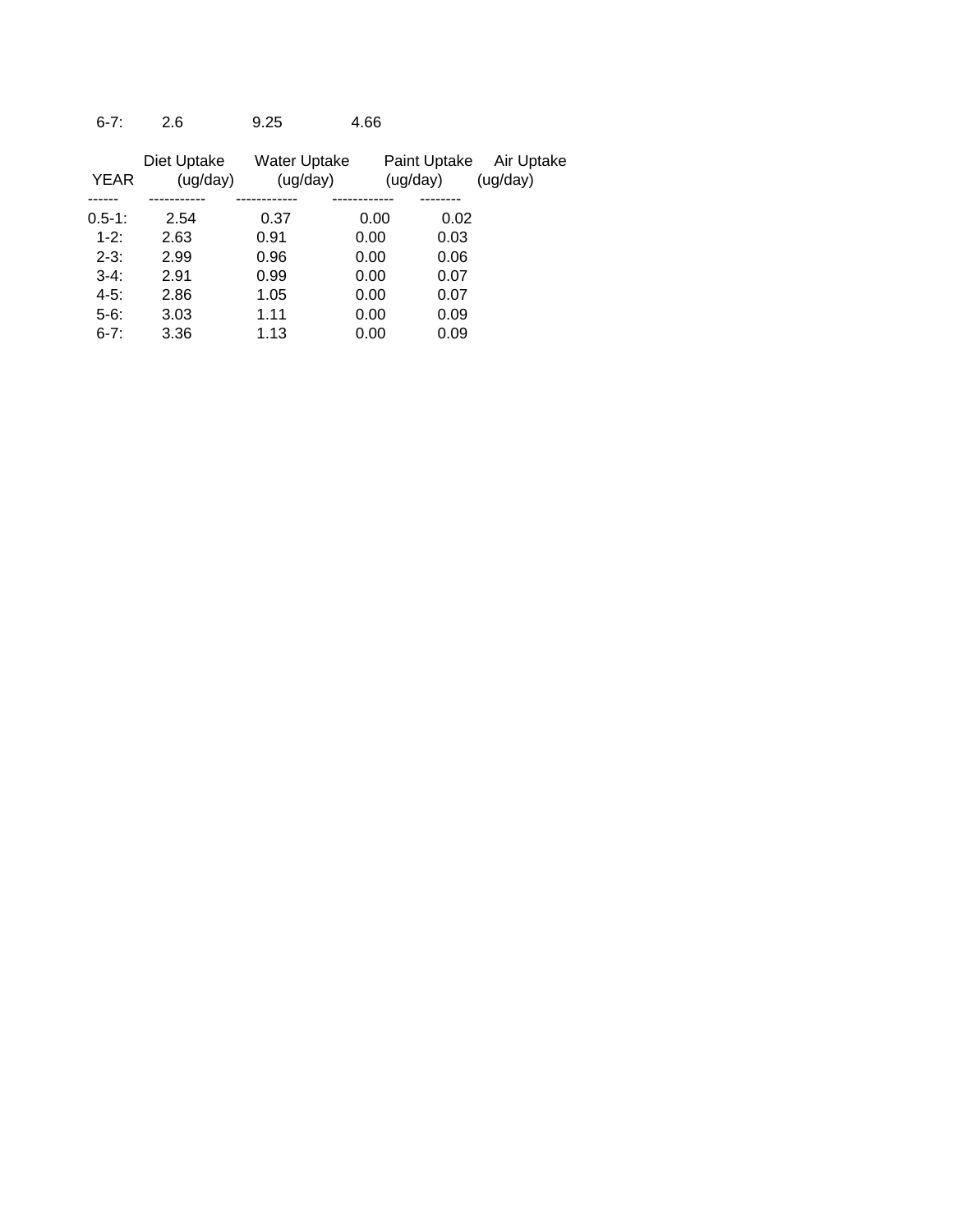| 6-7: | 2.6 | 9.25 | 4.66 |
|---|---|---|---|

| YEAR | Diet Uptake (ug/day) | Water Uptake (ug/day) | Paint Uptake (ug/day) | Air Uptake (ug/day) |
|---|---|---|---|---|
| 0.5-1: | 2.54 | 0.37 | 0.00 | 0.02 |
| 1-2: | 2.63 | 0.91 | 0.00 | 0.03 |
| 2-3: | 2.99 | 0.96 | 0.00 | 0.06 |
| 3-4: | 2.91 | 0.99 | 0.00 | 0.07 |
| 4-5: | 2.86 | 1.05 | 0.00 | 0.07 |
| 5-6: | 3.03 | 1.11 | 0.00 | 0.09 |
| 6-7: | 3.36 | 1.13 | 0.00 | 0.09 |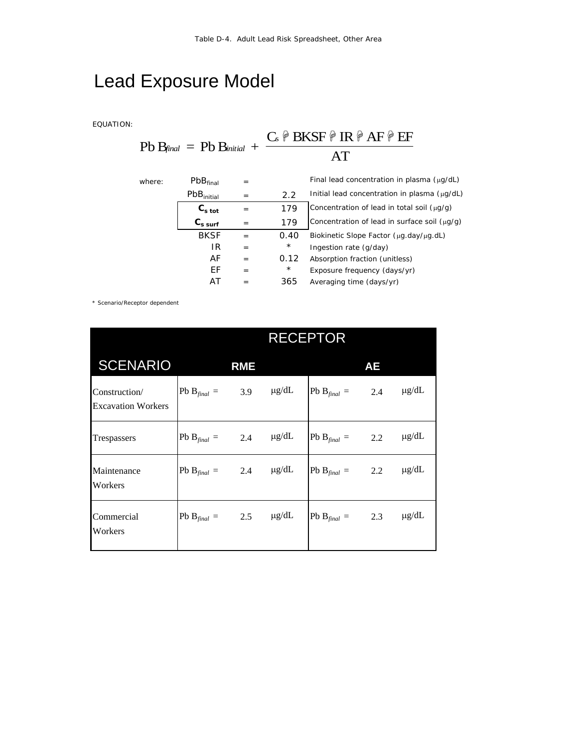Table D-4. Adult Lead Risk Spreadsheet, Other Area

# Lead Exposure Model

EQUATION:

$$PbB_{final} = PbB_{initial} + \frac{C_s \cdot BKSF \cdot IR \cdot AF \cdot EF}{AT}$$

| where: | | | | |
|---|---|---|---|---|
| | $PbB_{final}$ | = | | Final lead concentration in plasma (μg/dL) |
| | $PbB_{initial}$ | = | 2.2 | Initial lead concentration in plasma (μg/dL) |
| | **$C_{s\ tot}$** | = | 179 | Concentration of lead in total soil (μg/g) |
| | **$C_{s\ surf}$** | = | 179 | Concentration of lead in surface soil (μg/g) |
| | BKSF | = | 0.40 | Biokinetic Slope Factor (μg.day/μg.dL) |
| | IR | = | * | Ingestion rate (g/day) |
| | AF | = | 0.12 | Absorption fraction (unitless) |
| | EF | = | * | Exposure frequency (days/yr) |
| | AT | = | 365 | Averaging time (days/yr) |

* Scenario/Receptor dependent

| | RECEPTOR | | | | | |
|---|---|---|---|---|---|---|
| **SCENARIO** | **RME** | | | **AE** | | |
| Construction/ Excavation Workers | $PbB_{final}$ = | 3.9 | μg/dL | $PbB_{final}$ = | 2.4 | μg/dL |
| Trespassers | $PbB_{final}$ = | 2.4 | μg/dL | $PbB_{final}$ = | 2.2 | μg/dL |
| Maintenance Workers | $PbB_{final}$ = | 2.4 | μg/dL | $PbB_{final}$ = | 2.2 | μg/dL |
| Commercial Workers | $PbB_{final}$ = | 2.5 | μg/dL | $PbB_{final}$ = | 2.3 | μg/dL |